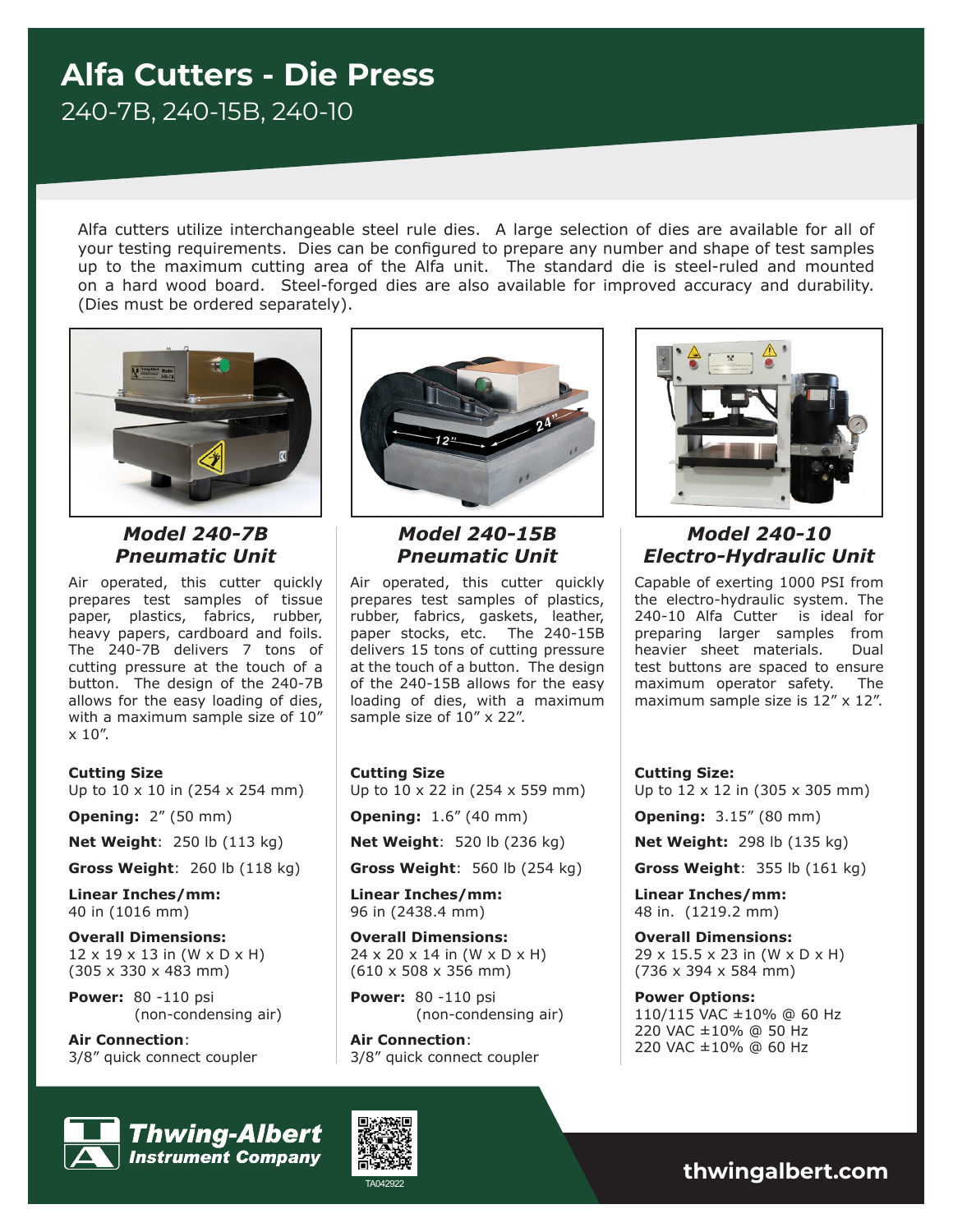# Alfa Cutters - Die Press

240-7B, 240-15B, 240-10

Alfa cutters utilize interchangeable steel rule dies. A large selection of dies are available for all of your testing requirements. Dies can be configured to prepare any number and shape of test samples up to the maximum cutting area of the Alfa unit. The standard die is steel-ruled and mounted on a hard wood board. Steel-forged dies are also available for improved accuracy and durability. (Dies must be ordered separately).

### *Model 240-7B Pneumatic Unit*

Air operated, this cutter quickly prepares test samples of tissue paper, plastics, fabrics, rubber, heavy papers, cardboard and foils. The 240-7B delivers 7 tons of cutting pressure at the touch of a button. The design of the 240-7B allows for the easy loading of dies, with a maximum sample size of 10" x 10".

**Cutting Size**
Up to 10 x 10 in (254 x 254 mm)

**Opening:** 2" (50 mm)

**Net Weight**: 250 lb (113 kg)

**Gross Weight**: 260 lb (118 kg)

**Linear Inches/mm:**
40 in (1016 mm)

**Overall Dimensions:**
12 x 19 x 13 in (W x D x H)
(305 x 330 x 483 mm)

**Power:** 80 -110 psi
(non-condensing air)

**Air Connection**:
3/8" quick connect coupler

### *Model 240-15B Pneumatic Unit*

Air operated, this cutter quickly prepares test samples of plastics, rubber, fabrics, gaskets, leather, paper stocks, etc. The 240-15B delivers 15 tons of cutting pressure at the touch of a button. The design of the 240-15B allows for the easy loading of dies, with a maximum sample size of 10" x 22".

**Cutting Size**
Up to 10 x 22 in (254 x 559 mm)

**Opening:** 1.6" (40 mm)

**Net Weight**: 520 lb (236 kg)

**Gross Weight**: 560 lb (254 kg)

**Linear Inches/mm:**
96 in (2438.4 mm)

**Overall Dimensions:**
24 x 20 x 14 in (W x D x H)
(610 x 508 x 356 mm)

**Power:** 80 -110 psi
(non-condensing air)

**Air Connection**:
3/8" quick connect coupler

### *Model 240-10 Electro-Hydraulic Unit*

Capable of exerting 1000 PSI from the electro-hydraulic system. The 240-10 Alfa Cutter is ideal for preparing larger samples from heavier sheet materials. Dual test buttons are spaced to ensure maximum operator safety. The maximum sample size is 12" x 12".

**Cutting Size:**
Up to 12 x 12 in (305 x 305 mm)

**Opening:** 3.15" (80 mm)

**Net Weight:** 298 lb (135 kg)

**Gross Weight**: 355 lb (161 kg)

**Linear Inches/mm:**
48 in. (1219.2 mm)

**Overall Dimensions:**
29 x 15.5 x 23 in (W x D x H)
(736 x 394 x 584 mm)

**Power Options:**
110/115 VAC ±10% @ 60 Hz
220 VAC ±10% @ 50 Hz
220 VAC ±10% @ 60 Hz

**Thwing-Albert Instrument Company**

TA042922

**thwingalbert.com**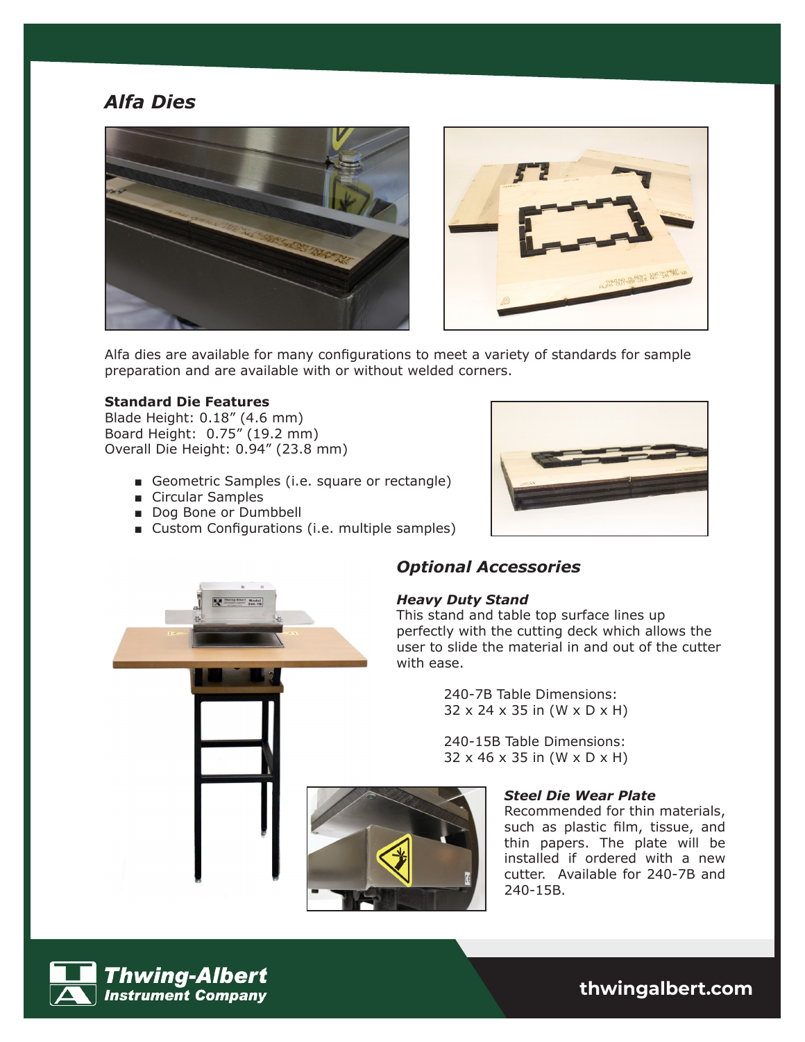## *Alfa Dies*

Alfa dies are available for many configurations to meet a variety of standards for sample preparation and are available with or without welded corners.

**Standard Die Features**
Blade Height: 0.18" (4.6 mm)
Board Height: 0.75" (19.2 mm)
Overall Die Height: 0.94" (23.8 mm)

- Geometric Samples (i.e. square or rectangle)
- Circular Samples
- Dog Bone or Dumbbell
- Custom Configurations (i.e. multiple samples)

## *Optional Accessories*

### *Heavy Duty Stand*

This stand and table top surface lines up perfectly with the cutting deck which allows the user to slide the material in and out of the cutter with ease.

240-7B Table Dimensions:
32 x 24 x 35 in (W x D x H)

240-15B Table Dimensions:
32 x 46 x 35 in (W x D x H)

### *Steel Die Wear Plate*

Recommended for thin materials, such as plastic film, tissue, and thin papers. The plate will be installed if ordered with a new cutter. Available for 240-7B and 240-15B.

**Thwing-Albert Instrument Company**

**thwingalbert.com**